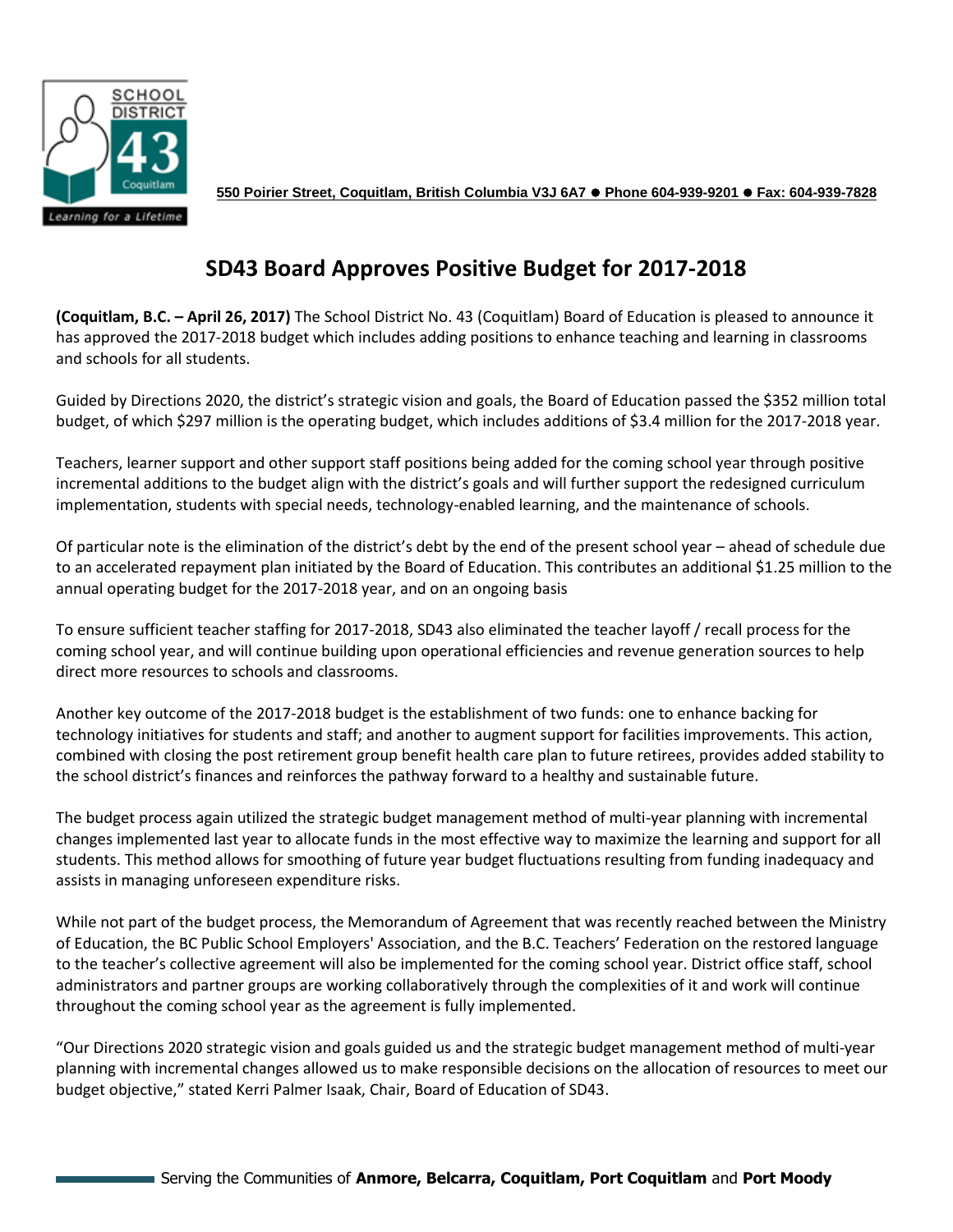550 Poirier Street, Coquitlam, British Columbia V3J 6A7 ● Phone 604-939-9201 ● Fax: 604-939-7828

# SD43 Board Approves Positive Budget for 2017-2018

**(Coquitlam, B.C. – April 26, 2017)** The School District No. 43 (Coquitlam) Board of Education is pleased to announce it has approved the 2017-2018 budget which includes adding positions to enhance teaching and learning in classrooms and schools for all students.

Guided by Directions 2020, the district's strategic vision and goals, the Board of Education passed the $352 million total budget, of which $297 million is the operating budget, which includes additions of $3.4 million for the 2017-2018 year.

Teachers, learner support and other support staff positions being added for the coming school year through positive incremental additions to the budget align with the district's goals and will further support the redesigned curriculum implementation, students with special needs, technology-enabled learning, and the maintenance of schools.

Of particular note is the elimination of the district's debt by the end of the present school year – ahead of schedule due to an accelerated repayment plan initiated by the Board of Education. This contributes an additional $1.25 million to the annual operating budget for the 2017-2018 year, and on an ongoing basis

To ensure sufficient teacher staffing for 2017-2018, SD43 also eliminated the teacher layoff / recall process for the coming school year, and will continue building upon operational efficiencies and revenue generation sources to help direct more resources to schools and classrooms.

Another key outcome of the 2017-2018 budget is the establishment of two funds: one to enhance backing for technology initiatives for students and staff; and another to augment support for facilities improvements. This action, combined with closing the post retirement group benefit health care plan to future retirees, provides added stability to the school district's finances and reinforces the pathway forward to a healthy and sustainable future.

The budget process again utilized the strategic budget management method of multi-year planning with incremental changes implemented last year to allocate funds in the most effective way to maximize the learning and support for all students. This method allows for smoothing of future year budget fluctuations resulting from funding inadequacy and assists in managing unforeseen expenditure risks.

While not part of the budget process, the Memorandum of Agreement that was recently reached between the Ministry of Education, the BC Public School Employers' Association, and the B.C. Teachers' Federation on the restored language to the teacher's collective agreement will also be implemented for the coming school year. District office staff, school administrators and partner groups are working collaboratively through the complexities of it and work will continue throughout the coming school year as the agreement is fully implemented.

"Our Directions 2020 strategic vision and goals guided us and the strategic budget management method of multi-year planning with incremental changes allowed us to make responsible decisions on the allocation of resources to meet our budget objective," stated Kerri Palmer Isaak, Chair, Board of Education of SD43.

Serving the Communities of **Anmore, Belcarra, Coquitlam, Port Coquitlam** and **Port Moody**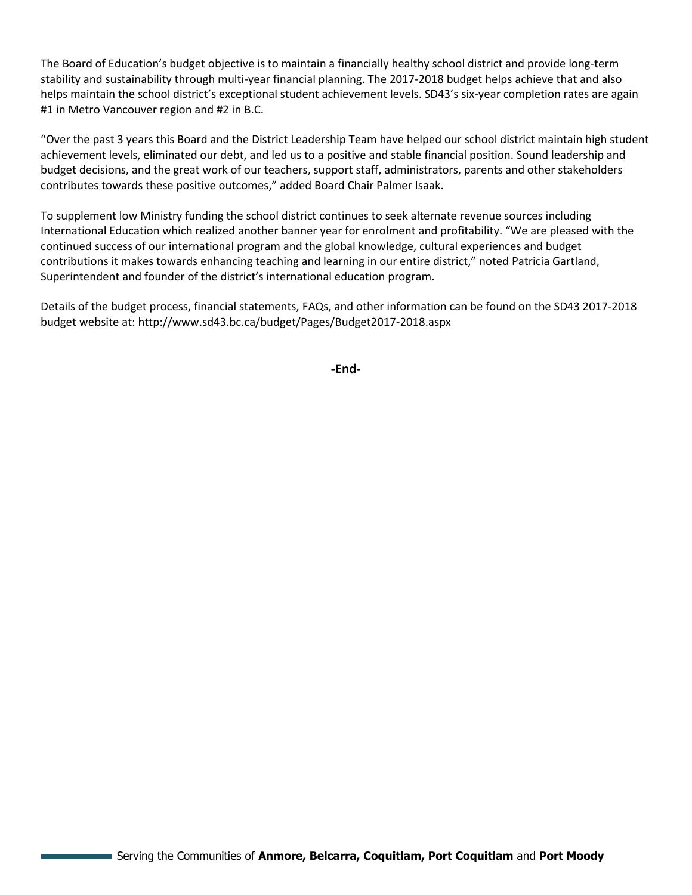The Board of Education's budget objective is to maintain a financially healthy school district and provide long-term stability and sustainability through multi-year financial planning. The 2017-2018 budget helps achieve that and also helps maintain the school district's exceptional student achievement levels. SD43's six-year completion rates are again #1 in Metro Vancouver region and #2 in B.C.

"Over the past 3 years this Board and the District Leadership Team have helped our school district maintain high student achievement levels, eliminated our debt, and led us to a positive and stable financial position. Sound leadership and budget decisions, and the great work of our teachers, support staff, administrators, parents and other stakeholders contributes towards these positive outcomes," added Board Chair Palmer Isaak.

To supplement low Ministry funding the school district continues to seek alternate revenue sources including International Education which realized another banner year for enrolment and profitability. "We are pleased with the continued success of our international program and the global knowledge, cultural experiences and budget contributions it makes towards enhancing teaching and learning in our entire district," noted Patricia Gartland, Superintendent and founder of the district's international education program.

Details of the budget process, financial statements, FAQs, and other information can be found on the SD43 2017-2018 budget website at: http://www.sd43.bc.ca/budget/Pages/Budget2017-2018.aspx

**-End-**